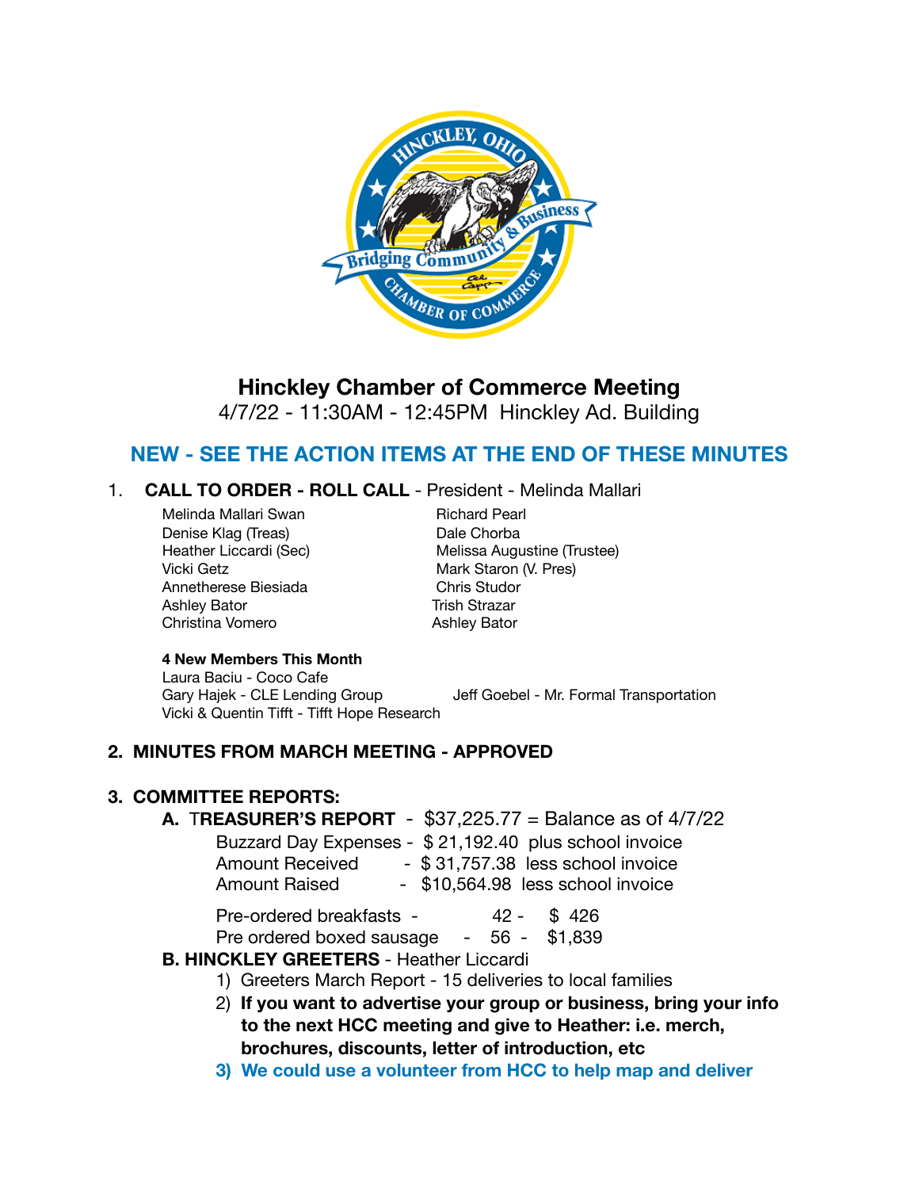# Hinckley Chamber of Commerce Meeting

4/7/22 - 11:30AM - 12:45PM Hinckley Ad. Building

## NEW - SEE THE ACTION ITEMS AT THE END OF THESE MINUTES

1. **CALL TO ORDER - ROLL CALL** - President - Melinda Mallari

| | |
|---|---|
| Melinda Mallari Swan | Richard Pearl |
| Denise Klag (Treas) | Dale Chorba |
| Heather Liccardi (Sec) | Melissa Augustine (Trustee) |
| Vicki Getz | Mark Staron (V. Pres) |
| Annetherese Biesiada | Chris Studor |
| Ashley Bator | Trish Strazar |
| Christina Vomero | Ashley Bator |

**4 New Members This Month**

Laura Baciu - Coco Cafe

Gary Hajek - CLE Lending Group

Jeff Goebel - Mr. Formal Transportation

Vicki & Quentin Tifft - Tifft Hope Research

**2. MINUTES FROM MARCH MEETING - APPROVED**

**3. COMMITTEE REPORTS:**

**A. TREASURER'S REPORT** - $37,225.77 = Balance as of 4/7/22

Buzzard Day Expenses - $ 21,192.40 plus school invoice

Amount Received - $ 31,757.38 less school invoice

Amount Raised - $10,564.98 less school invoice

Pre-ordered breakfasts - 42 - $ 426

Pre ordered boxed sausage - 56 - $1,839

**B. HINCKLEY GREETERS** - Heather Liccardi

1) Greeters March Report - 15 deliveries to local families
2) **If you want to advertise your group or business, bring your info to the next HCC meeting and give to Heather: i.e. merch, brochures, discounts, letter of introduction, etc**
3) **We could use a volunteer from HCC to help map and deliver**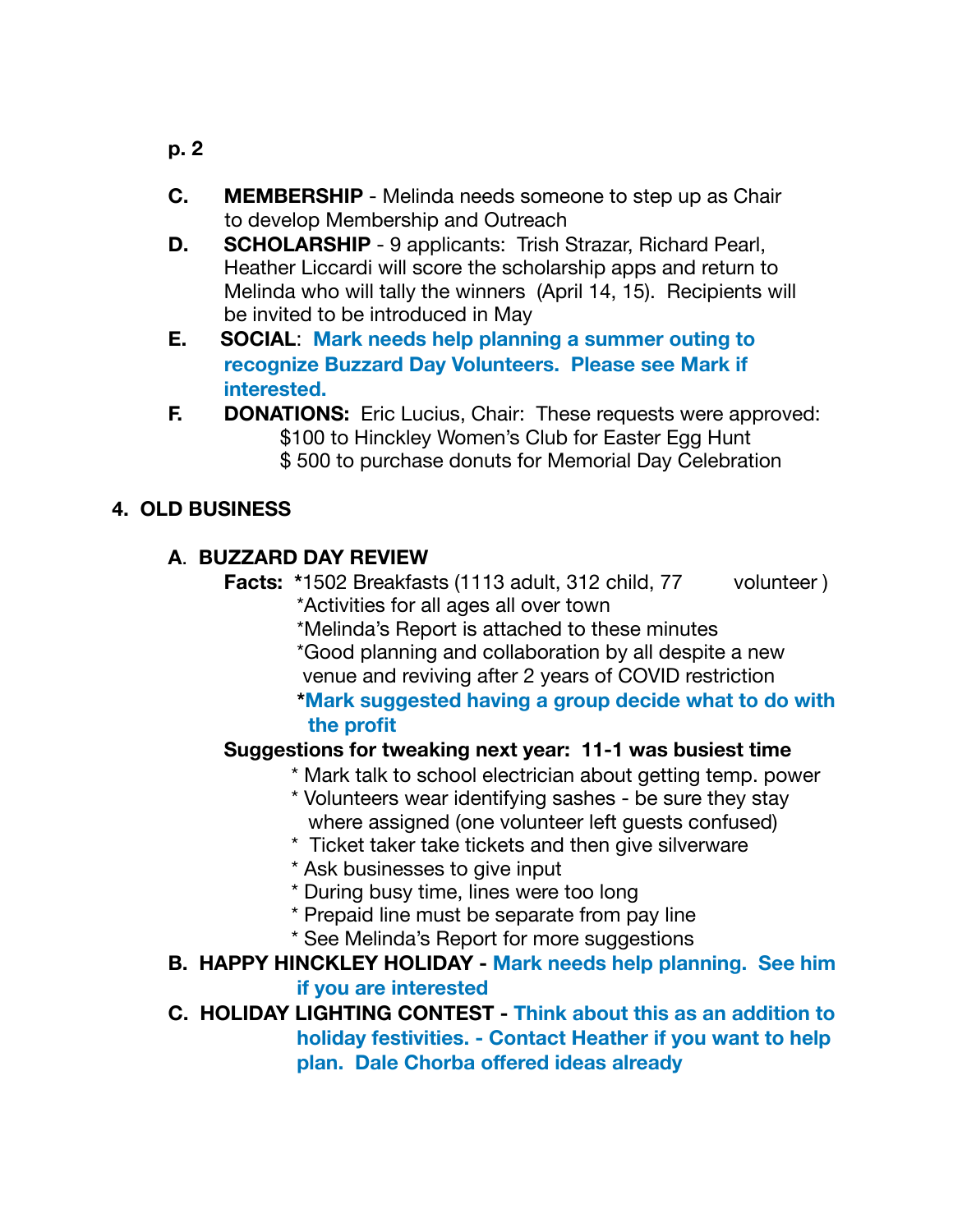C. **MEMBERSHIP** - Melinda needs someone to step up as Chair to develop Membership and Outreach

D. **SCHOLARSHIP** - 9 applicants: Trish Strazar, Richard Pearl, Heather Liccardi will score the scholarship apps and return to Melinda who will tally the winners (April 14, 15). Recipients will be invited to be introduced in May

E. **SOCIAL**: **Mark needs help planning a summer outing to recognize Buzzard Day Volunteers. Please see Mark if interested.**

F. **DONATIONS:** Eric Lucius, Chair: These requests were approved:
   - $100 to Hinckley Women's Club for Easter Egg Hunt
   - $ 500 to purchase donuts for Memorial Day Celebration

## 4. OLD BUSINESS

### A. BUZZARD DAY REVIEW

**Facts:**
- *1502 Breakfasts (1113 adult, 312 child, 77 volunteer )
- *Activities for all ages all over town
- *Melinda's Report is attached to these minutes
- *Good planning and collaboration by all despite a new venue and reviving after 2 years of COVID restriction
- ***Mark suggested having a group decide what to do with the profit**

**Suggestions for tweaking next year: 11-1 was busiest time**
- * Mark talk to school electrician about getting temp. power
- * Volunteers wear identifying sashes - be sure they stay where assigned (one volunteer left guests confused)
- * Ticket taker take tickets and then give silverware
- * Ask businesses to give input
- * During busy time, lines were too long
- * Prepaid line must be separate from pay line
- * See Melinda's Report for more suggestions

### B. HAPPY HINCKLEY HOLIDAY - **Mark needs help planning. See him if you are interested**

### C. HOLIDAY LIGHTING CONTEST - **Think about this as an addition to holiday festivities. - Contact Heather if you want to help plan. Dale Chorba offered ideas already**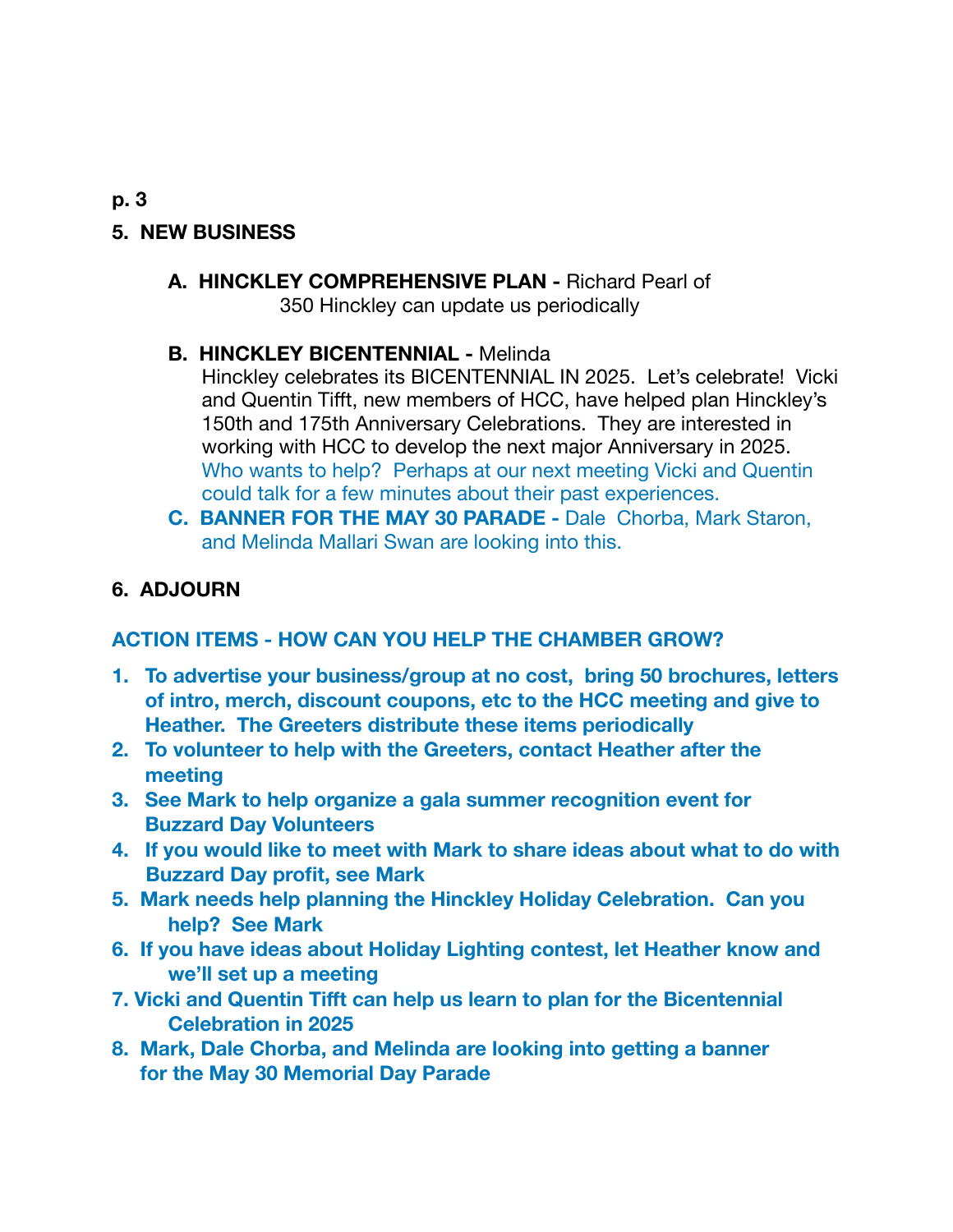**p. 3**

## 5. NEW BUSINESS

**A. HINCKLEY COMPREHENSIVE PLAN -** Richard Pearl of 350 Hinckley can update us periodically

**B. HINCKLEY BICENTENNIAL -** Melinda

Hinckley celebrates its BICENTENNIAL IN 2025. Let's celebrate! Vicki and Quentin Tifft, new members of HCC, have helped plan Hinckley's 150th and 175th Anniversary Celebrations. They are interested in working with HCC to develop the next major Anniversary in 2025. Who wants to help? Perhaps at our next meeting Vicki and Quentin could talk for a few minutes about their past experiences.

**C. BANNER FOR THE MAY 30 PARADE -** Dale Chorba, Mark Staron, and Melinda Mallari Swan are looking into this.

## 6. ADJOURN

**ACTION ITEMS - HOW CAN YOU HELP THE CHAMBER GROW?**

1. **To advertise your business/group at no cost, bring 50 brochures, letters of intro, merch, discount coupons, etc to the HCC meeting and give to Heather. The Greeters distribute these items periodically**
2. **To volunteer to help with the Greeters, contact Heather after the meeting**
3. **See Mark to help organize a gala summer recognition event for Buzzard Day Volunteers**
4. **If you would like to meet with Mark to share ideas about what to do with Buzzard Day profit, see Mark**
5. **Mark needs help planning the Hinckley Holiday Celebration. Can you help? See Mark**
6. **If you have ideas about Holiday Lighting contest, let Heather know and we'll set up a meeting**
7. **Vicki and Quentin Tifft can help us learn to plan for the Bicentennial Celebration in 2025**
8. **Mark, Dale Chorba, and Melinda are looking into getting a banner for the May 30 Memorial Day Parade**